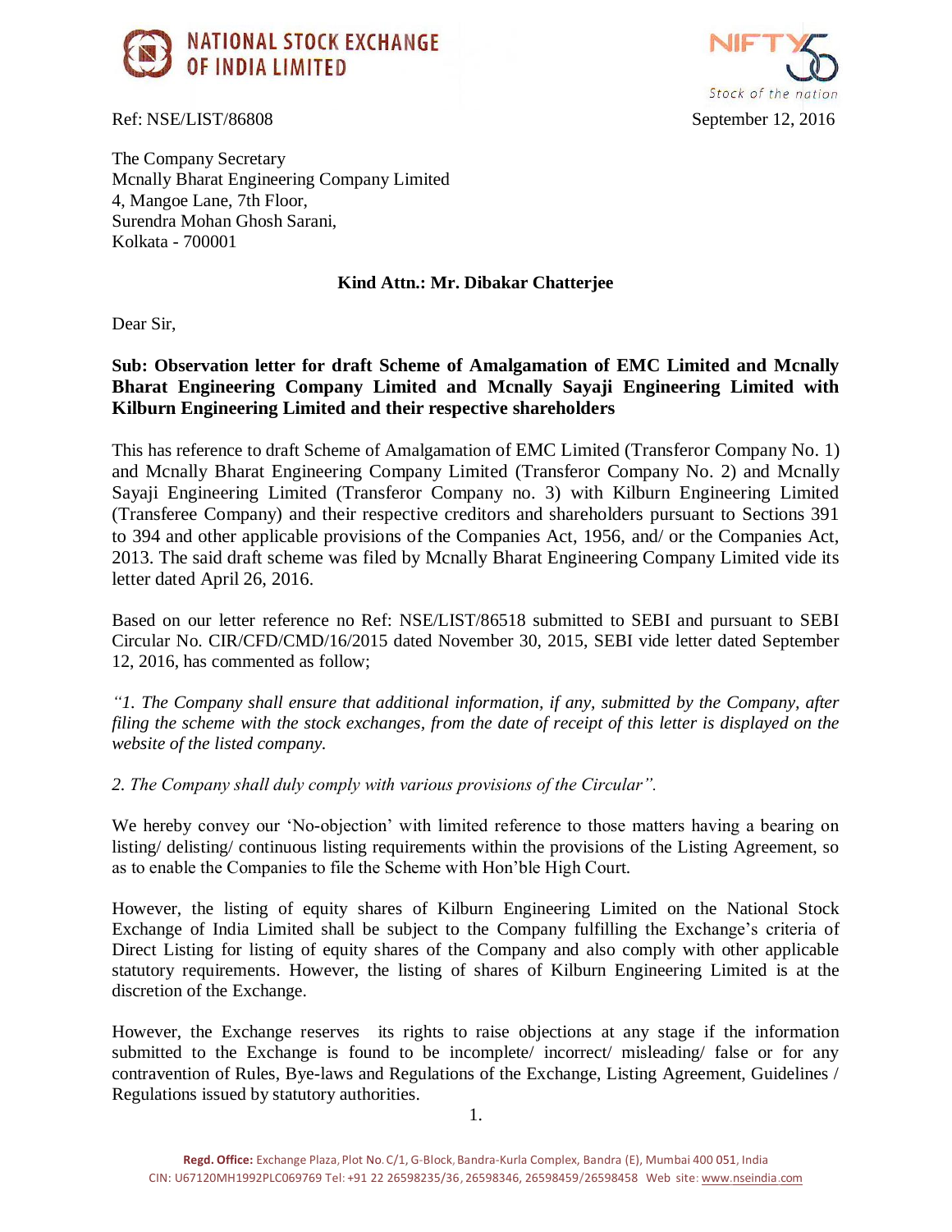Ref: NSE/LIST/86808 September 12, 2016

The Company Secretary
Mcnally Bharat Engineering Company Limited
4, Mangoe Lane, 7th Floor,
Surendra Mohan Ghosh Sarani,
Kolkata - 700001

**Kind Attn.: Mr. Dibakar Chatterjee**

Dear Sir,

**Sub: Observation letter for draft Scheme of Amalgamation of EMC Limited and Mcnally Bharat Engineering Company Limited and Mcnally Sayaji Engineering Limited with Kilburn Engineering Limited and their respective shareholders**

This has reference to draft Scheme of Amalgamation of EMC Limited (Transferor Company No. 1) and Mcnally Bharat Engineering Company Limited (Transferor Company No. 2) and Mcnally Sayaji Engineering Limited (Transferor Company no. 3) with Kilburn Engineering Limited (Transferee Company) and their respective creditors and shareholders pursuant to Sections 391 to 394 and other applicable provisions of the Companies Act, 1956, and/ or the Companies Act, 2013. The said draft scheme was filed by Mcnally Bharat Engineering Company Limited vide its letter dated April 26, 2016.

Based on our letter reference no Ref: NSE/LIST/86518 submitted to SEBI and pursuant to SEBI Circular No. CIR/CFD/CMD/16/2015 dated November 30, 2015, SEBI vide letter dated September 12, 2016, has commented as follow;

*"1. The Company shall ensure that additional information, if any, submitted by the Company, after filing the scheme with the stock exchanges, from the date of receipt of this letter is displayed on the website of the listed company.*

*2. The Company shall duly comply with various provisions of the Circular".*

We hereby convey our 'No-objection' with limited reference to those matters having a bearing on listing/ delisting/ continuous listing requirements within the provisions of the Listing Agreement, so as to enable the Companies to file the Scheme with Hon'ble High Court.

However, the listing of equity shares of Kilburn Engineering Limited on the National Stock Exchange of India Limited shall be subject to the Company fulfilling the Exchange's criteria of Direct Listing for listing of equity shares of the Company and also comply with other applicable statutory requirements. However, the listing of shares of Kilburn Engineering Limited is at the discretion of the Exchange.

However, the Exchange reserves its rights to raise objections at any stage if the information submitted to the Exchange is found to be incomplete/ incorrect/ misleading/ false or for any contravention of Rules, Bye-laws and Regulations of the Exchange, Listing Agreement, Guidelines / Regulations issued by statutory authorities.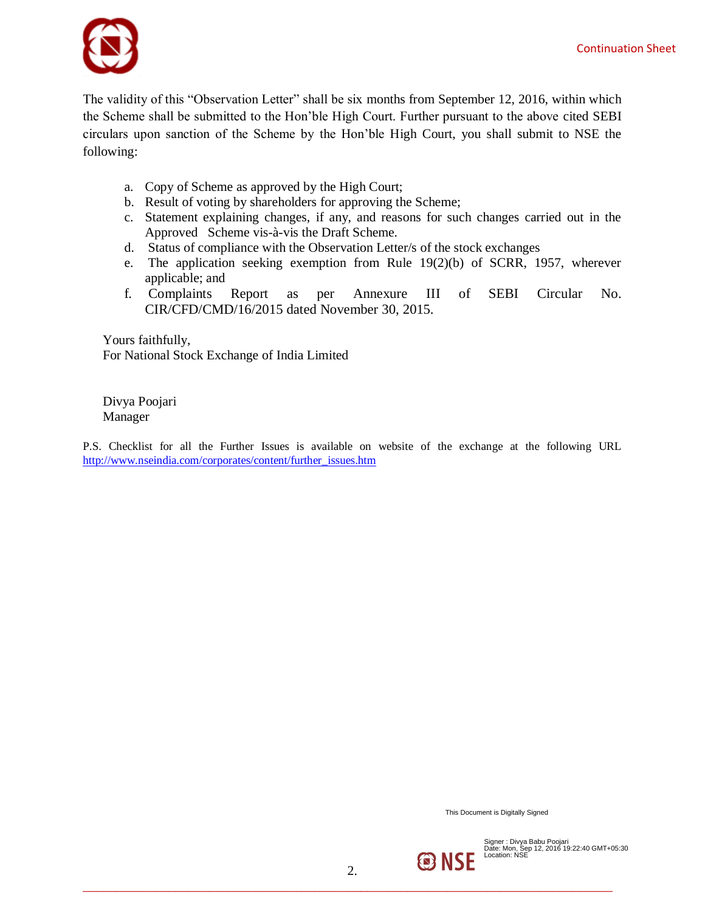The validity of this "Observation Letter" shall be six months from September 12, 2016, within which the Scheme shall be submitted to the Hon'ble High Court. Further pursuant to the above cited SEBI circulars upon sanction of the Scheme by the Hon'ble High Court, you shall submit to NSE the following:

a. Copy of Scheme as approved by the High Court;
b. Result of voting by shareholders for approving the Scheme;
c. Statement explaining changes, if any, and reasons for such changes carried out in the Approved Scheme vis-à-vis the Draft Scheme.
d. Status of compliance with the Observation Letter/s of the stock exchanges
e. The application seeking exemption from Rule 19(2)(b) of SCRR, 1957, wherever applicable; and
f. Complaints Report as per Annexure III of SEBI Circular No. CIR/CFD/CMD/16/2015 dated November 30, 2015.

Yours faithfully,
For National Stock Exchange of India Limited

Divya Poojari
Manager

P.S. Checklist for all the Further Issues is available on website of the exchange at the following URL http://www.nseindia.com/corporates/content/further_issues.htm

This Document is Digitally Signed

Signer : Divya Babu Poojari
Date: Mon, Sep 12, 2016 19:22:40 GMT+05:30
Location: NSE